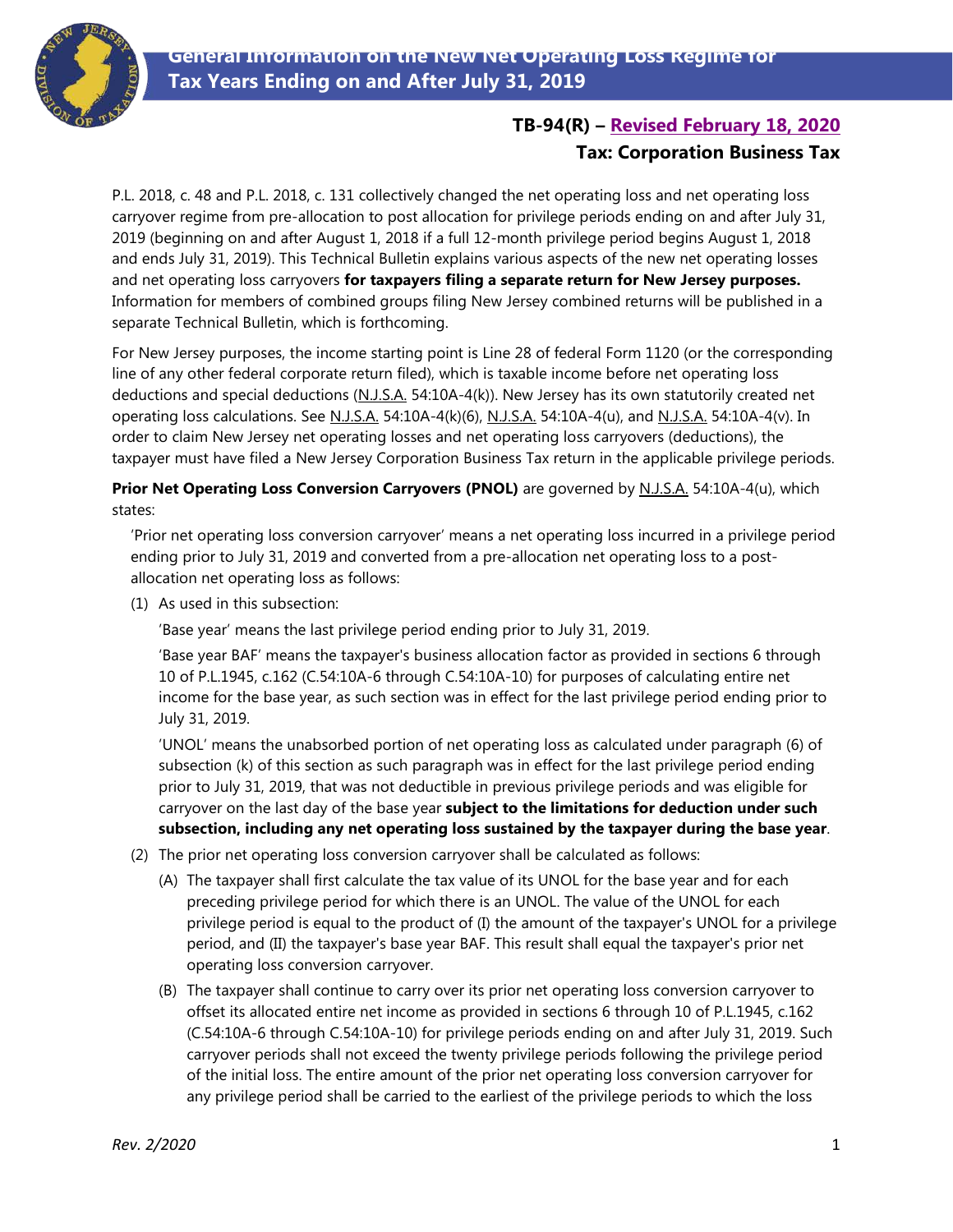# General Information on the New Net Operating Loss Regime for Tax Years Ending on and After July 31, 2019

## TB-94(R) – Revised February 18, 2020

### Tax: Corporation Business Tax

P.L. 2018, c. 48 and P.L. 2018, c. 131 collectively changed the net operating loss and net operating loss carryover regime from pre-allocation to post allocation for privilege periods ending on and after July 31, 2019 (beginning on and after August 1, 2018 if a full 12-month privilege period begins August 1, 2018 and ends July 31, 2019). This Technical Bulletin explains various aspects of the new net operating losses and net operating loss carryovers **for taxpayers filing a separate return for New Jersey purposes.** Information for members of combined groups filing New Jersey combined returns will be published in a separate Technical Bulletin, which is forthcoming.

For New Jersey purposes, the income starting point is Line 28 of federal Form 1120 (or the corresponding line of any other federal corporate return filed), which is taxable income before net operating loss deductions and special deductions (N.J.S.A. 54:10A-4(k)). New Jersey has its own statutorily created net operating loss calculations. See N.J.S.A. 54:10A-4(k)(6), N.J.S.A. 54:10A-4(u), and N.J.S.A. 54:10A-4(v). In order to claim New Jersey net operating losses and net operating loss carryovers (deductions), the taxpayer must have filed a New Jersey Corporation Business Tax return in the applicable privilege periods.

**Prior Net Operating Loss Conversion Carryovers (PNOL)** are governed by N.J.S.A. 54:10A-4(u), which states:

> 'Prior net operating loss conversion carryover' means a net operating loss incurred in a privilege period ending prior to July 31, 2019 and converted from a pre-allocation net operating loss to a post-allocation net operating loss as follows:
>
> (1) As used in this subsection:
>
> 'Base year' means the last privilege period ending prior to July 31, 2019.
>
> 'Base year BAF' means the taxpayer's business allocation factor as provided in sections 6 through 10 of P.L.1945, c.162 (C.54:10A-6 through C.54:10A-10) for purposes of calculating entire net income for the base year, as such section was in effect for the last privilege period ending prior to July 31, 2019.
>
> 'UNOL' means the unabsorbed portion of net operating loss as calculated under paragraph (6) of subsection (k) of this section as such paragraph was in effect for the last privilege period ending prior to July 31, 2019, that was not deductible in previous privilege periods and was eligible for carryover on the last day of the base year **subject to the limitations for deduction under such subsection, including any net operating loss sustained by the taxpayer during the base year**.
>
> (2) The prior net operating loss conversion carryover shall be calculated as follows:
>
> (A) The taxpayer shall first calculate the tax value of its UNOL for the base year and for each preceding privilege period for which there is an UNOL. The value of the UNOL for each privilege period is equal to the product of (I) the amount of the taxpayer's UNOL for a privilege period, and (II) the taxpayer's base year BAF. This result shall equal the taxpayer's prior net operating loss conversion carryover.
>
> (B) The taxpayer shall continue to carry over its prior net operating loss conversion carryover to offset its allocated entire net income as provided in sections 6 through 10 of P.L.1945, c.162 (C.54:10A-6 through C.54:10A-10) for privilege periods ending on and after July 31, 2019. Such carryover periods shall not exceed the twenty privilege periods following the privilege period of the initial loss. The entire amount of the prior net operating loss conversion carryover for any privilege period shall be carried to the earliest of the privilege periods to which the loss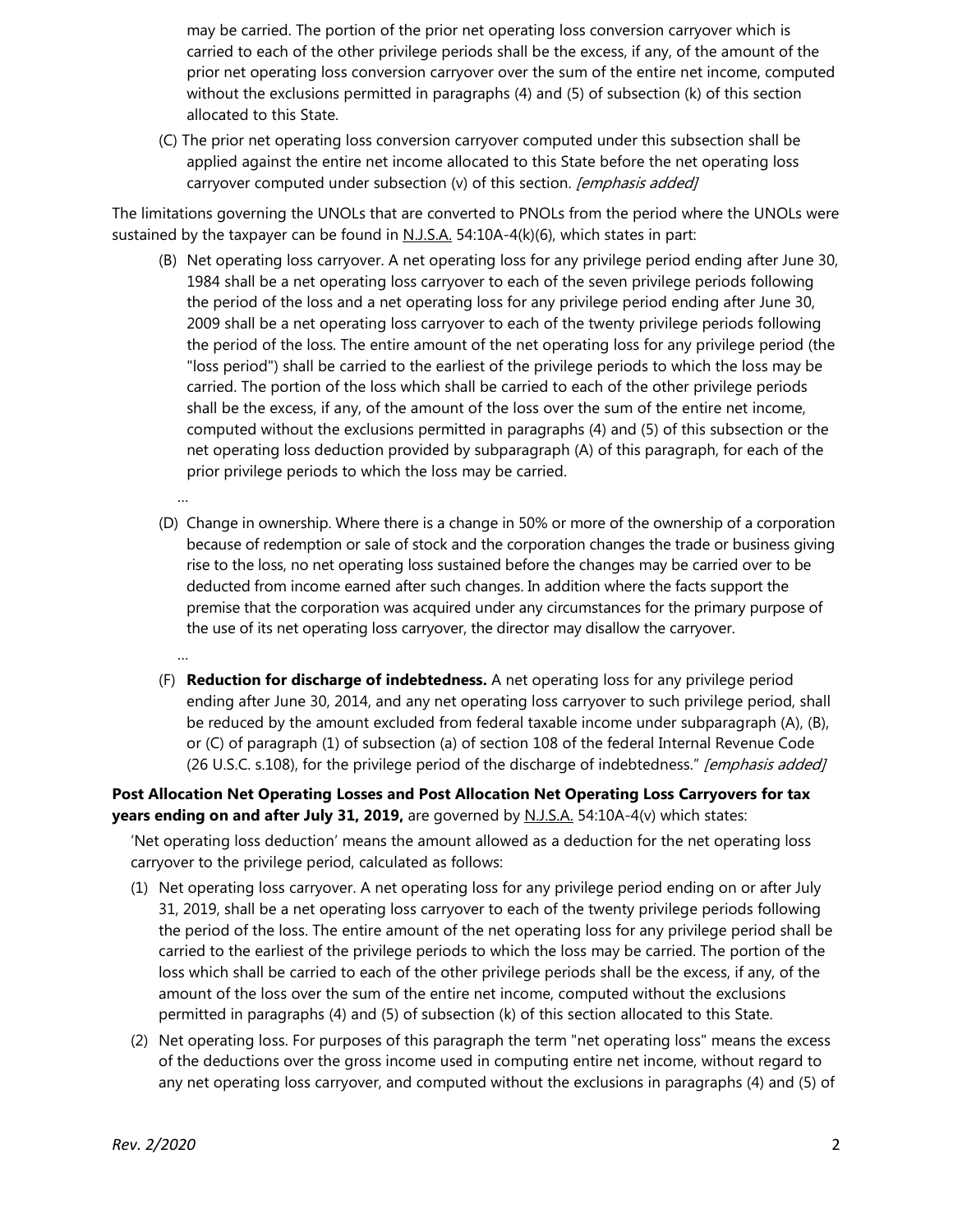may be carried. The portion of the prior net operating loss conversion carryover which is carried to each of the other privilege periods shall be the excess, if any, of the amount of the prior net operating loss conversion carryover over the sum of the entire net income, computed without the exclusions permitted in paragraphs (4) and (5) of subsection (k) of this section allocated to this State.

(C) The prior net operating loss conversion carryover computed under this subsection shall be applied against the entire net income allocated to this State before the net operating loss carryover computed under subsection (v) of this section. *[emphasis added]*

The limitations governing the UNOLs that are converted to PNOLs from the period where the UNOLs were sustained by the taxpayer can be found in N.J.S.A. 54:10A-4(k)(6), which states in part:

(B) Net operating loss carryover. A net operating loss for any privilege period ending after June 30, 1984 shall be a net operating loss carryover to each of the seven privilege periods following the period of the loss and a net operating loss for any privilege period ending after June 30, 2009 shall be a net operating loss carryover to each of the twenty privilege periods following the period of the loss. The entire amount of the net operating loss for any privilege period (the "loss period") shall be carried to the earliest of the privilege periods to which the loss may be carried. The portion of the loss which shall be carried to each of the other privilege periods shall be the excess, if any, of the amount of the loss over the sum of the entire net income, computed without the exclusions permitted in paragraphs (4) and (5) of this subsection or the net operating loss deduction provided by subparagraph (A) of this paragraph, for each of the prior privilege periods to which the loss may be carried.

…

(D) Change in ownership. Where there is a change in 50% or more of the ownership of a corporation because of redemption or sale of stock and the corporation changes the trade or business giving rise to the loss, no net operating loss sustained before the changes may be carried over to be deducted from income earned after such changes. In addition where the facts support the premise that the corporation was acquired under any circumstances for the primary purpose of the use of its net operating loss carryover, the director may disallow the carryover.

…

(F) **Reduction for discharge of indebtedness.** A net operating loss for any privilege period ending after June 30, 2014, and any net operating loss carryover to such privilege period, shall be reduced by the amount excluded from federal taxable income under subparagraph (A), (B), or (C) of paragraph (1) of subsection (a) of section 108 of the federal Internal Revenue Code (26 U.S.C. s.108), for the privilege period of the discharge of indebtedness." *[emphasis added]*

**Post Allocation Net Operating Losses and Post Allocation Net Operating Loss Carryovers for tax years ending on and after July 31, 2019,** are governed by N.J.S.A. 54:10A-4(v) which states:

'Net operating loss deduction' means the amount allowed as a deduction for the net operating loss carryover to the privilege period, calculated as follows:

(1) Net operating loss carryover. A net operating loss for any privilege period ending on or after July 31, 2019, shall be a net operating loss carryover to each of the twenty privilege periods following the period of the loss. The entire amount of the net operating loss for any privilege period shall be carried to the earliest of the privilege periods to which the loss may be carried. The portion of the loss which shall be carried to each of the other privilege periods shall be the excess, if any, of the amount of the loss over the sum of the entire net income, computed without the exclusions permitted in paragraphs (4) and (5) of subsection (k) of this section allocated to this State.

(2) Net operating loss. For purposes of this paragraph the term "net operating loss" means the excess of the deductions over the gross income used in computing entire net income, without regard to any net operating loss carryover, and computed without the exclusions in paragraphs (4) and (5) of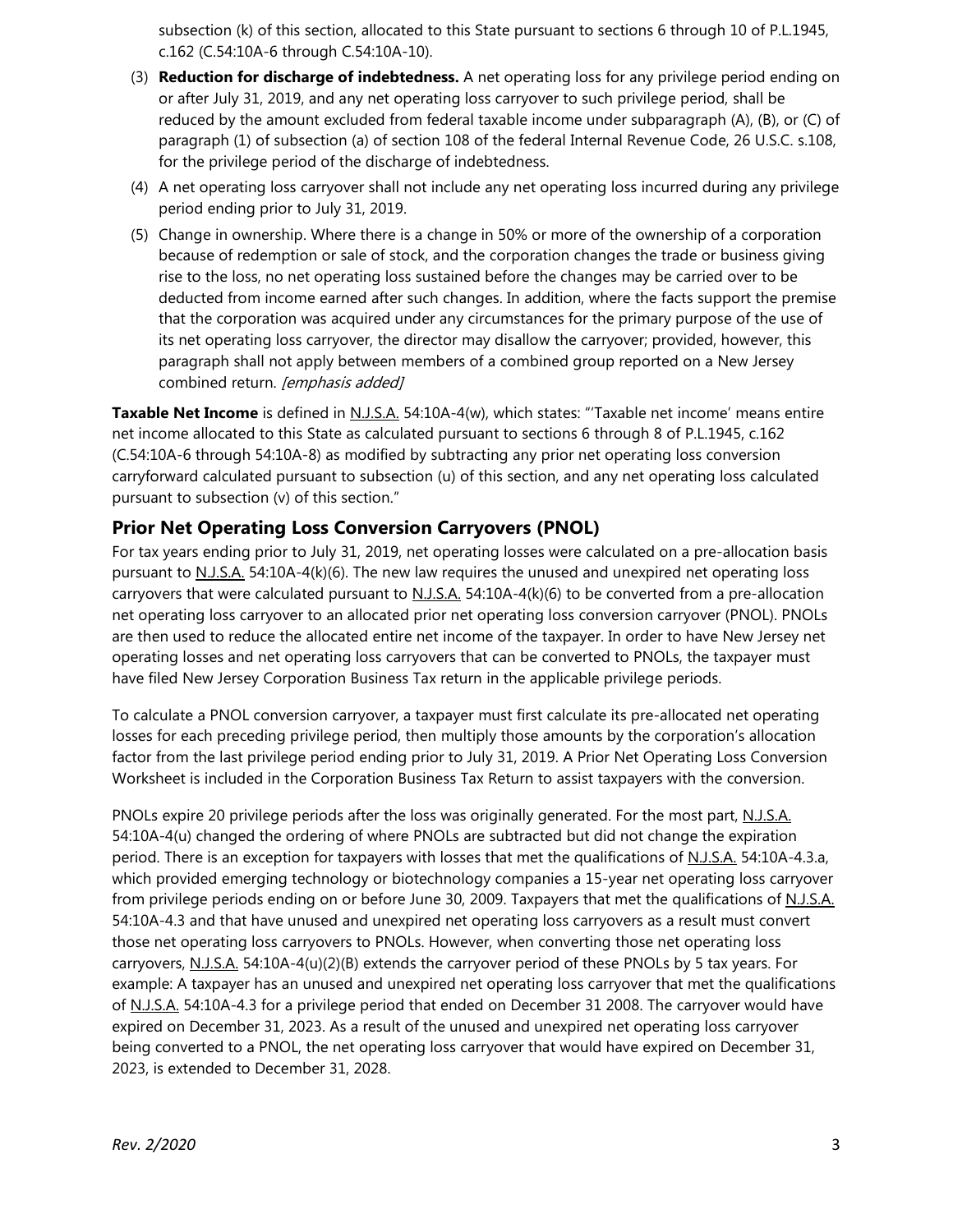subsection (k) of this section, allocated to this State pursuant to sections 6 through 10 of P.L.1945, c.162 (C.54:10A-6 through C.54:10A-10).

(3) **Reduction for discharge of indebtedness.** A net operating loss for any privilege period ending on or after July 31, 2019, and any net operating loss carryover to such privilege period, shall be reduced by the amount excluded from federal taxable income under subparagraph (A), (B), or (C) of paragraph (1) of subsection (a) of section 108 of the federal Internal Revenue Code, 26 U.S.C. s.108, for the privilege period of the discharge of indebtedness.

(4) A net operating loss carryover shall not include any net operating loss incurred during any privilege period ending prior to July 31, 2019.

(5) Change in ownership. Where there is a change in 50% or more of the ownership of a corporation because of redemption or sale of stock, and the corporation changes the trade or business giving rise to the loss, no net operating loss sustained before the changes may be carried over to be deducted from income earned after such changes. In addition, where the facts support the premise that the corporation was acquired under any circumstances for the primary purpose of the use of its net operating loss carryover, the director may disallow the carryover; provided, however, this paragraph shall not apply between members of a combined group reported on a New Jersey combined return. *[emphasis added]*

**Taxable Net Income** is defined in N.J.S.A. 54:10A-4(w), which states: "'Taxable net income' means entire net income allocated to this State as calculated pursuant to sections 6 through 8 of P.L.1945, c.162 (C.54:10A-6 through 54:10A-8) as modified by subtracting any prior net operating loss conversion carryforward calculated pursuant to subsection (u) of this section, and any net operating loss calculated pursuant to subsection (v) of this section."

## Prior Net Operating Loss Conversion Carryovers (PNOL)

For tax years ending prior to July 31, 2019, net operating losses were calculated on a pre-allocation basis pursuant to N.J.S.A. 54:10A-4(k)(6). The new law requires the unused and unexpired net operating loss carryovers that were calculated pursuant to N.J.S.A. 54:10A-4(k)(6) to be converted from a pre-allocation net operating loss carryover to an allocated prior net operating loss conversion carryover (PNOL). PNOLs are then used to reduce the allocated entire net income of the taxpayer. In order to have New Jersey net operating losses and net operating loss carryovers that can be converted to PNOLs, the taxpayer must have filed New Jersey Corporation Business Tax return in the applicable privilege periods.

To calculate a PNOL conversion carryover, a taxpayer must first calculate its pre-allocated net operating losses for each preceding privilege period, then multiply those amounts by the corporation's allocation factor from the last privilege period ending prior to July 31, 2019. A Prior Net Operating Loss Conversion Worksheet is included in the Corporation Business Tax Return to assist taxpayers with the conversion.

PNOLs expire 20 privilege periods after the loss was originally generated. For the most part, N.J.S.A. 54:10A-4(u) changed the ordering of where PNOLs are subtracted but did not change the expiration period. There is an exception for taxpayers with losses that met the qualifications of N.J.S.A. 54:10A-4.3.a, which provided emerging technology or biotechnology companies a 15-year net operating loss carryover from privilege periods ending on or before June 30, 2009. Taxpayers that met the qualifications of N.J.S.A. 54:10A-4.3 and that have unused and unexpired net operating loss carryovers as a result must convert those net operating loss carryovers to PNOLs. However, when converting those net operating loss carryovers, N.J.S.A. 54:10A-4(u)(2)(B) extends the carryover period of these PNOLs by 5 tax years. For example: A taxpayer has an unused and unexpired net operating loss carryover that met the qualifications of N.J.S.A. 54:10A-4.3 for a privilege period that ended on December 31 2008. The carryover would have expired on December 31, 2023. As a result of the unused and unexpired net operating loss carryover being converted to a PNOL, the net operating loss carryover that would have expired on December 31, 2023, is extended to December 31, 2028.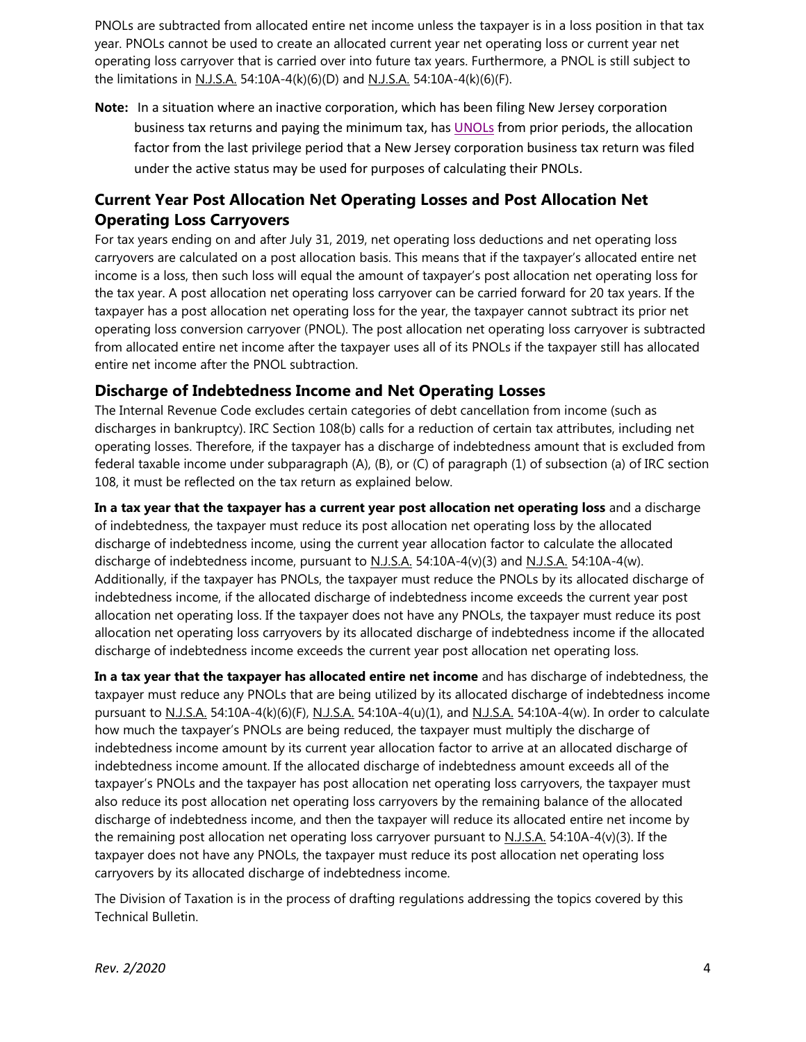PNOLs are subtracted from allocated entire net income unless the taxpayer is in a loss position in that tax year. PNOLs cannot be used to create an allocated current year net operating loss or current year net operating loss carryover that is carried over into future tax years. Furthermore, a PNOL is still subject to the limitations in N.J.S.A. 54:10A-4(k)(6)(D) and N.J.S.A. 54:10A-4(k)(6)(F).

**Note:** In a situation where an inactive corporation, which has been filing New Jersey corporation business tax returns and paying the minimum tax, has UNOLs from prior periods, the allocation factor from the last privilege period that a New Jersey corporation business tax return was filed under the active status may be used for purposes of calculating their PNOLs.

## Current Year Post Allocation Net Operating Losses and Post Allocation Net Operating Loss Carryovers

For tax years ending on and after July 31, 2019, net operating loss deductions and net operating loss carryovers are calculated on a post allocation basis. This means that if the taxpayer's allocated entire net income is a loss, then such loss will equal the amount of taxpayer's post allocation net operating loss for the tax year. A post allocation net operating loss carryover can be carried forward for 20 tax years. If the taxpayer has a post allocation net operating loss for the year, the taxpayer cannot subtract its prior net operating loss conversion carryover (PNOL). The post allocation net operating loss carryover is subtracted from allocated entire net income after the taxpayer uses all of its PNOLs if the taxpayer still has allocated entire net income after the PNOL subtraction.

## Discharge of Indebtedness Income and Net Operating Losses

The Internal Revenue Code excludes certain categories of debt cancellation from income (such as discharges in bankruptcy). IRC Section 108(b) calls for a reduction of certain tax attributes, including net operating losses. Therefore, if the taxpayer has a discharge of indebtedness amount that is excluded from federal taxable income under subparagraph (A), (B), or (C) of paragraph (1) of subsection (a) of IRC section 108, it must be reflected on the tax return as explained below.

**In a tax year that the taxpayer has a current year post allocation net operating loss** and a discharge of indebtedness, the taxpayer must reduce its post allocation net operating loss by the allocated discharge of indebtedness income, using the current year allocation factor to calculate the allocated discharge of indebtedness income, pursuant to N.J.S.A. 54:10A-4(v)(3) and N.J.S.A. 54:10A-4(w). Additionally, if the taxpayer has PNOLs, the taxpayer must reduce the PNOLs by its allocated discharge of indebtedness income, if the allocated discharge of indebtedness income exceeds the current year post allocation net operating loss. If the taxpayer does not have any PNOLs, the taxpayer must reduce its post allocation net operating loss carryovers by its allocated discharge of indebtedness income if the allocated discharge of indebtedness income exceeds the current year post allocation net operating loss.

**In a tax year that the taxpayer has allocated entire net income** and has discharge of indebtedness, the taxpayer must reduce any PNOLs that are being utilized by its allocated discharge of indebtedness income pursuant to N.J.S.A. 54:10A-4(k)(6)(F), N.J.S.A. 54:10A-4(u)(1), and N.J.S.A. 54:10A-4(w). In order to calculate how much the taxpayer's PNOLs are being reduced, the taxpayer must multiply the discharge of indebtedness income amount by its current year allocation factor to arrive at an allocated discharge of indebtedness income amount. If the allocated discharge of indebtedness amount exceeds all of the taxpayer's PNOLs and the taxpayer has post allocation net operating loss carryovers, the taxpayer must also reduce its post allocation net operating loss carryovers by the remaining balance of the allocated discharge of indebtedness income, and then the taxpayer will reduce its allocated entire net income by the remaining post allocation net operating loss carryover pursuant to N.J.S.A. 54:10A-4(v)(3). If the taxpayer does not have any PNOLs, the taxpayer must reduce its post allocation net operating loss carryovers by its allocated discharge of indebtedness income.

The Division of Taxation is in the process of drafting regulations addressing the topics covered by this Technical Bulletin.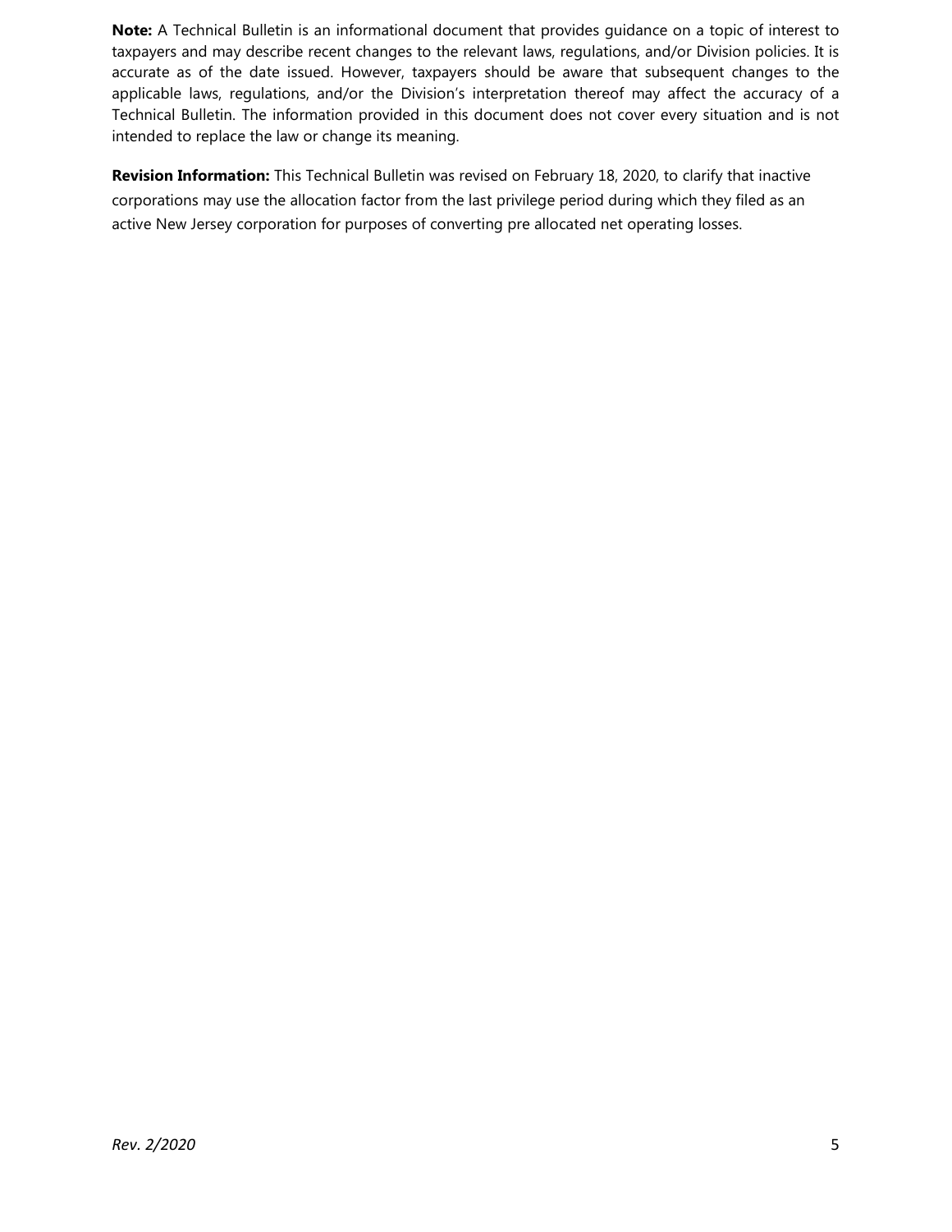**Note:** A Technical Bulletin is an informational document that provides guidance on a topic of interest to taxpayers and may describe recent changes to the relevant laws, regulations, and/or Division policies. It is accurate as of the date issued. However, taxpayers should be aware that subsequent changes to the applicable laws, regulations, and/or the Division's interpretation thereof may affect the accuracy of a Technical Bulletin. The information provided in this document does not cover every situation and is not intended to replace the law or change its meaning.

**Revision Information:** This Technical Bulletin was revised on February 18, 2020, to clarify that inactive corporations may use the allocation factor from the last privilege period during which they filed as an active New Jersey corporation for purposes of converting pre allocated net operating losses.